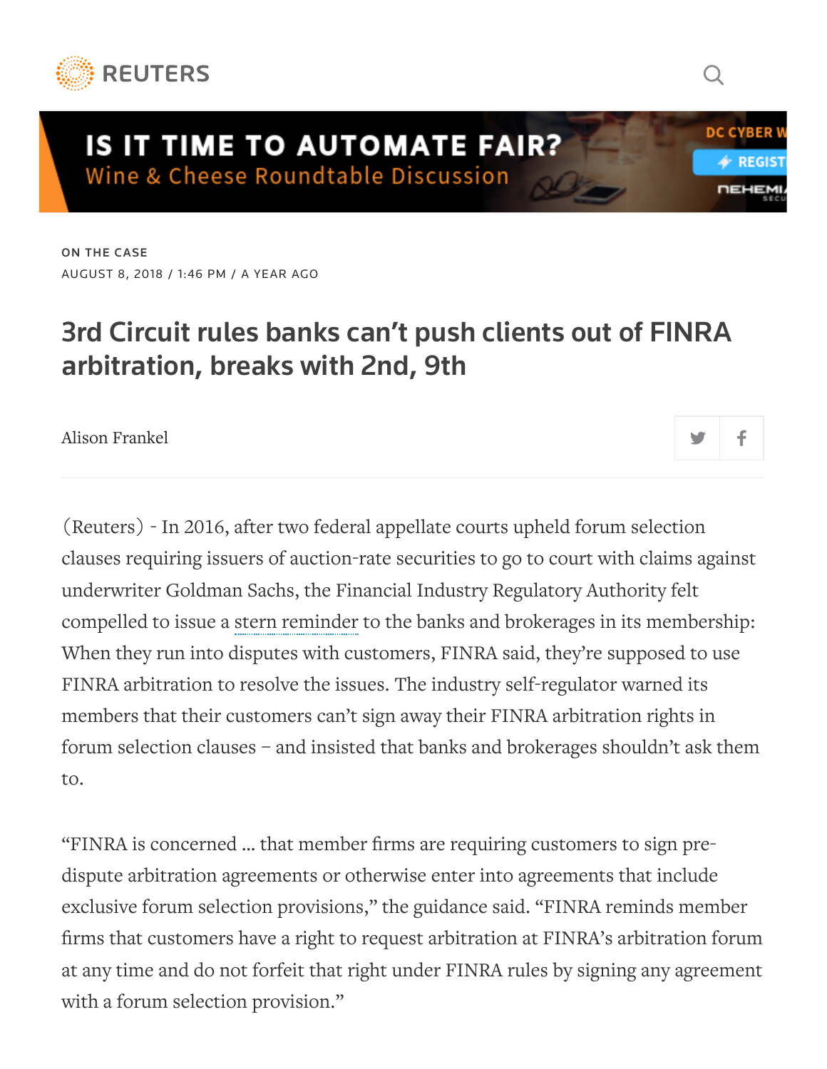ON THE CASE

AUGUST 8, 2018 / 1:46 PM / A YEAR AGO

# 3rd Circuit rules banks can't push clients out of FINRA arbitration, breaks with 2nd, 9th

Alison Frankel

(Reuters) - In 2016, after two federal appellate courts upheld forum selection clauses requiring issuers of auction-rate securities to go to court with claims against underwriter Goldman Sachs, the Financial Industry Regulatory Authority felt compelled to issue a stern reminder to the banks and brokerages in its membership: When they run into disputes with customers, FINRA said, they're supposed to use FINRA arbitration to resolve the issues. The industry self-regulator warned its members that their customers can't sign away their FINRA arbitration rights in forum selection clauses – and insisted that banks and brokerages shouldn't ask them to.

"FINRA is concerned … that member firms are requiring customers to sign pre-dispute arbitration agreements or otherwise enter into agreements that include exclusive forum selection provisions," the guidance said. "FINRA reminds member firms that customers have a right to request arbitration at FINRA's arbitration forum at any time and do not forfeit that right under FINRA rules by signing any agreement with a forum selection provision."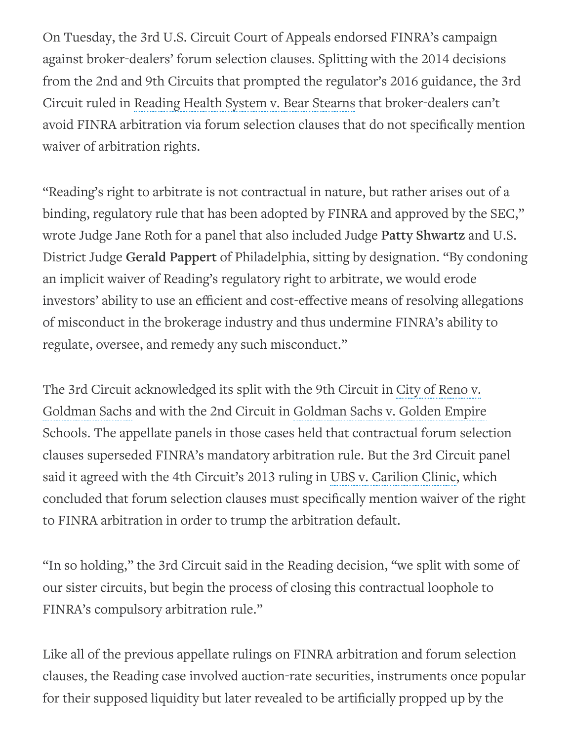On Tuesday, the 3rd U.S. Circuit Court of Appeals endorsed FINRA's campaign against broker-dealers' forum selection clauses. Splitting with the 2014 decisions from the 2nd and 9th Circuits that prompted the regulator's 2016 guidance, the 3rd Circuit ruled in Reading Health System v. Bear Stearns that broker-dealers can't avoid FINRA arbitration via forum selection clauses that do not specifically mention waiver of arbitration rights.

"Reading's right to arbitrate is not contractual in nature, but rather arises out of a binding, regulatory rule that has been adopted by FINRA and approved by the SEC," wrote Judge Jane Roth for a panel that also included Judge **Patty Shwartz** and U.S. District Judge **Gerald Pappert** of Philadelphia, sitting by designation. "By condoning an implicit waiver of Reading's regulatory right to arbitrate, we would erode investors' ability to use an efficient and cost-effective means of resolving allegations of misconduct in the brokerage industry and thus undermine FINRA's ability to regulate, oversee, and remedy any such misconduct."

The 3rd Circuit acknowledged its split with the 9th Circuit in City of Reno v. Goldman Sachs and with the 2nd Circuit in Goldman Sachs v. Golden Empire Schools. The appellate panels in those cases held that contractual forum selection clauses superseded FINRA's mandatory arbitration rule. But the 3rd Circuit panel said it agreed with the 4th Circuit's 2013 ruling in UBS v. Carilion Clinic, which concluded that forum selection clauses must specifically mention waiver of the right to FINRA arbitration in order to trump the arbitration default.

"In so holding," the 3rd Circuit said in the Reading decision, "we split with some of our sister circuits, but begin the process of closing this contractual loophole to FINRA's compulsory arbitration rule."

Like all of the previous appellate rulings on FINRA arbitration and forum selection clauses, the Reading case involved auction-rate securities, instruments once popular for their supposed liquidity but later revealed to be artificially propped up by the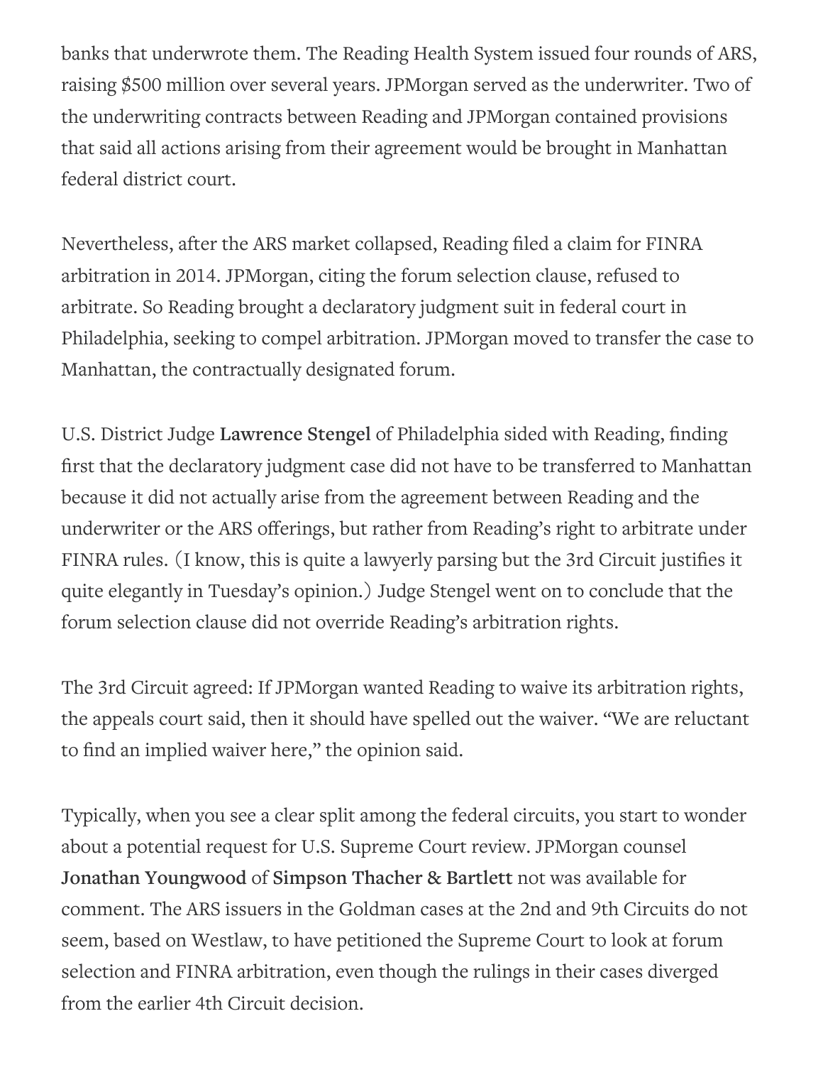banks that underwrote them. The Reading Health System issued four rounds of ARS, raising $500 million over several years. JPMorgan served as the underwriter. Two of the underwriting contracts between Reading and JPMorgan contained provisions that said all actions arising from their agreement would be brought in Manhattan federal district court.

Nevertheless, after the ARS market collapsed, Reading filed a claim for FINRA arbitration in 2014. JPMorgan, citing the forum selection clause, refused to arbitrate. So Reading brought a declaratory judgment suit in federal court in Philadelphia, seeking to compel arbitration. JPMorgan moved to transfer the case to Manhattan, the contractually designated forum.

U.S. District Judge **Lawrence Stengel** of Philadelphia sided with Reading, finding first that the declaratory judgment case did not have to be transferred to Manhattan because it did not actually arise from the agreement between Reading and the underwriter or the ARS offerings, but rather from Reading's right to arbitrate under FINRA rules. (I know, this is quite a lawyerly parsing but the 3rd Circuit justifies it quite elegantly in Tuesday's opinion.) Judge Stengel went on to conclude that the forum selection clause did not override Reading's arbitration rights.

The 3rd Circuit agreed: If JPMorgan wanted Reading to waive its arbitration rights, the appeals court said, then it should have spelled out the waiver. "We are reluctant to find an implied waiver here," the opinion said.

Typically, when you see a clear split among the federal circuits, you start to wonder about a potential request for U.S. Supreme Court review. JPMorgan counsel **Jonathan Youngwood** of **Simpson Thacher & Bartlett** not was available for comment. The ARS issuers in the Goldman cases at the 2nd and 9th Circuits do not seem, based on Westlaw, to have petitioned the Supreme Court to look at forum selection and FINRA arbitration, even though the rulings in their cases diverged from the earlier 4th Circuit decision.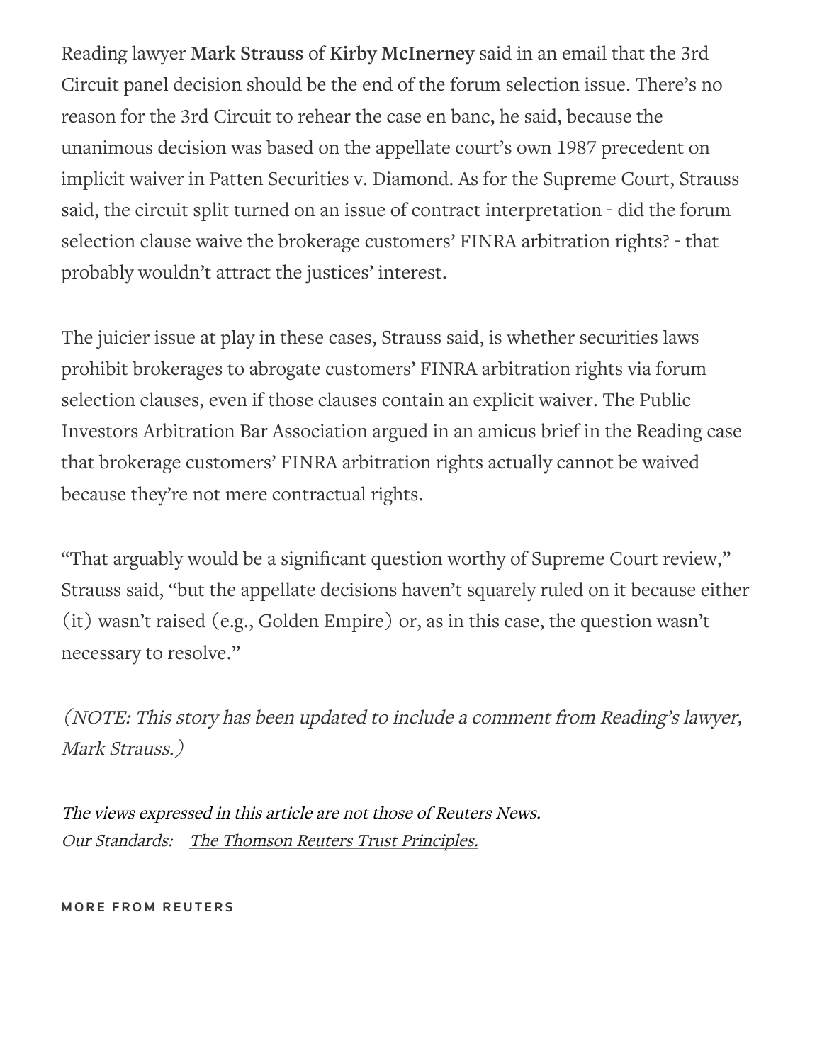Reading lawyer **Mark Strauss** of **Kirby McInerney** said in an email that the 3rd Circuit panel decision should be the end of the forum selection issue. There's no reason for the 3rd Circuit to rehear the case en banc, he said, because the unanimous decision was based on the appellate court's own 1987 precedent on implicit waiver in Patten Securities v. Diamond. As for the Supreme Court, Strauss said, the circuit split turned on an issue of contract interpretation - did the forum selection clause waive the brokerage customers' FINRA arbitration rights? - that probably wouldn't attract the justices' interest.

The juicier issue at play in these cases, Strauss said, is whether securities laws prohibit brokerages to abrogate customers' FINRA arbitration rights via forum selection clauses, even if those clauses contain an explicit waiver. The Public Investors Arbitration Bar Association argued in an amicus brief in the Reading case that brokerage customers' FINRA arbitration rights actually cannot be waived because they're not mere contractual rights.

"That arguably would be a significant question worthy of Supreme Court review," Strauss said, "but the appellate decisions haven't squarely ruled on it because either (it) wasn't raised (e.g., Golden Empire) or, as in this case, the question wasn't necessary to resolve."

*(NOTE: This story has been updated to include a comment from Reading's lawyer, Mark Strauss.)*

*The views expressed in this article are not those of Reuters News.*
*Our Standards: The Thomson Reuters Trust Principles.*

MORE FROM REUTERS